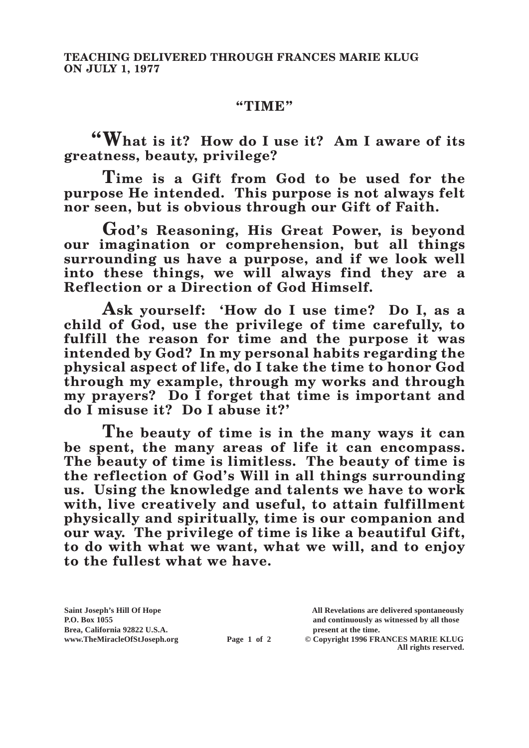**TEACHING DELIVERED THROUGH FRANCES MARIE KLUG ON JULY 1, 1977**

# "TIME"

**"What is it? How do I use it? Am I aware of its greatness, beauty, privilege?**

**Time is a Gift from God to be used for the purpose He intended. This purpose is not always felt nor seen, but is obvious through our Gift of Faith.**

**God's Reasoning, His Great Power, is beyond our imagination or comprehension, but all things surrounding us have a purpose, and if we look well into these things, we will always find they are a Reflection or a Direction of God Himself.**

**Ask yourself: 'How do I use time? Do I, as a child of God, use the privilege of time carefully, to fulfill the reason for time and the purpose it was intended by God? In my personal habits regarding the physical aspect of life, do I take the time to honor God through my example, through my works and through my prayers? Do I forget that time is important and do I misuse it? Do I abuse it?'**

**The beauty of time is in the many ways it can be spent, the many areas of life it can encompass. The beauty of time is limitless. The beauty of time is the reflection of God's Will in all things surrounding us. Using the knowledge and talents we have to work with, live creatively and useful, to attain fulfillment physically and spiritually, time is our companion and our way. The privilege of time is like a beautiful Gift, to do with what we want, what we will, and to enjoy to the fullest what we have.**

Saint Joseph's Hill Of Hope
P.O. Box 1055
Brea, California 92822 U.S.A.
www.TheMiracleOfStJoseph.org

All Revelations are delivered spontaneously and continuously as witnessed by all those present at the time.
© Copyright 1996 FRANCES MARIE KLUG
All rights reserved.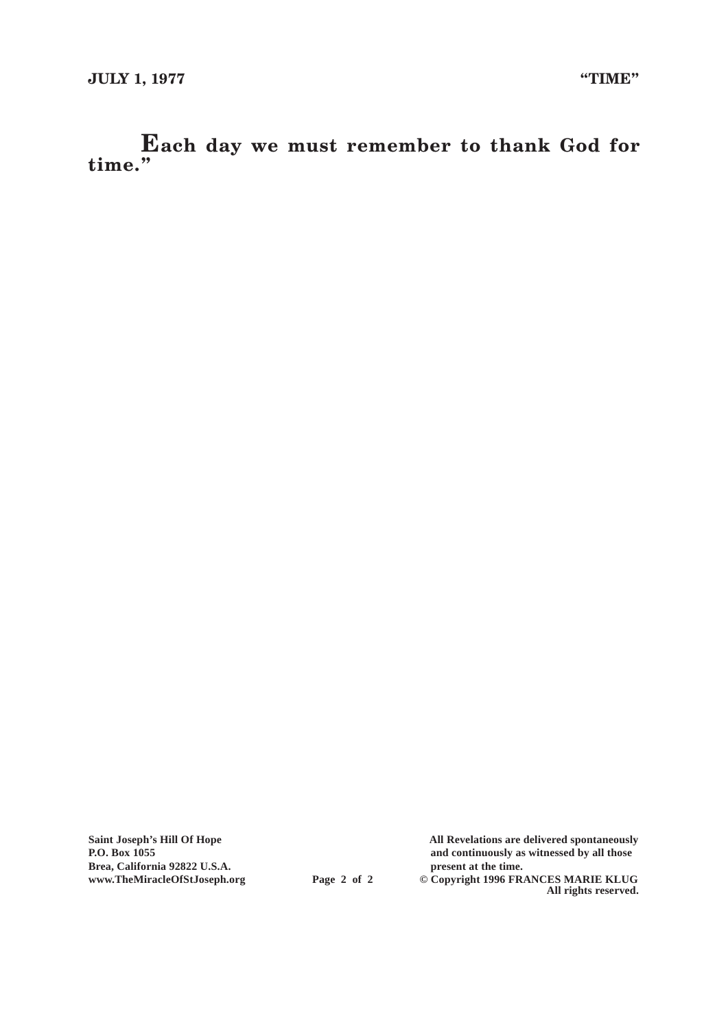**Each day we must remember to thank God for time."**